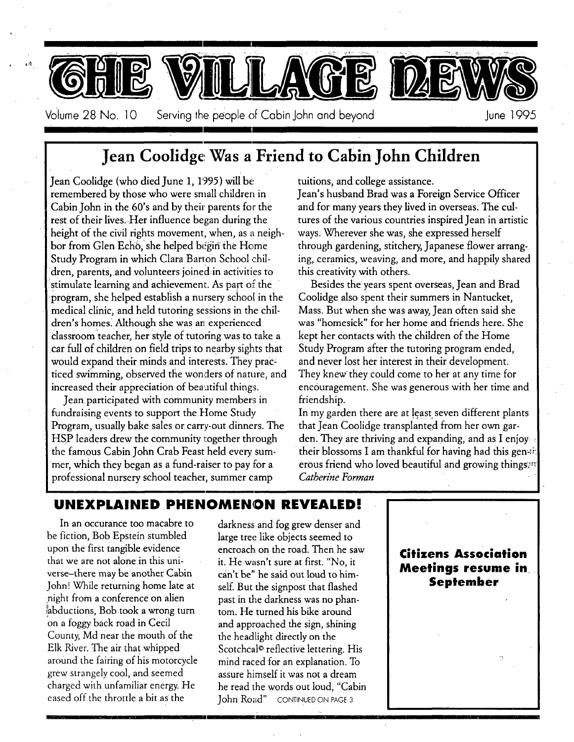# THE VILLAGE NEWS

Volume 28 No. 10 Serving the people of Cabin John and beyond June 1995

## Jean Coolidge Was a Friend to Cabin John Children

Jean Coolidge (who died June 1, 1995) will be remembered by those who were small children in Cabin John in the 60's and by their parents for the rest of their lives. Her influence began during the height of the civil rights movement, when, as a neighbor from Glen Echo, she helped begin the Home Study Program in which Clara Barton School children, parents, and volunteers joined in activities to stimulate learning and achievement. As part of the program, she helped establish a nursery school in the medical clinic, and held tutoring sessions in the children's homes. Although she was an experienced classroom teacher, her style of tutoring was to take a car full of children on field trips to nearby sights that would expand their minds and interests. They practiced swimming, observed the wonders of nature, and increased their appreciation of beautiful things.

Jean participated with community members in fundraising events to support the Home Study Program, usually bake sales or carry-out dinners. The HSP leaders drew the community together through the famous Cabin John Crab Feast held every summer, which they began as a fund-raiser to pay for a professional nursery school teacher, summer camp tuitions, and college assistance.

Jean's husband Brad was a Foreign Service Officer and for many years they lived in overseas. The cultures of the various countries inspired Jean in artistic ways. Wherever she was, she expressed herself through gardening, stitchery, Japanese flower arranging, ceramics, weaving, and more, and happily shared this creativity with others.

Besides the years spent overseas, Jean and Brad Coolidge also spent their summers in Nantucket, Mass. But when she was away, Jean often said she was "homesick" for her home and friends here. She kept her contacts with the children of the Home Study Program after the tutoring program ended, and never lost her interest in their development. They knew they could come to her at any time for encouragement. She was generous with her time and friendship.

In my garden there are at least seven different plants that Jean Coolidge transplanted from her own garden. They are thriving and expanding, and as I enjoy their blossoms I am thankful for having had this generous friend who loved beautiful and growing things.

*Catherine Forman*

## UNEXPLAINED PHENOMENON REVEALED!

In an occurance too macabre to be fiction, Bob Epstein stumbled upon the first tangible evidence that we are not alone in this universe–there may be another Cabin John! While returning home late at night from a conference on alien abductions, Bob took a wrong turn on a foggy back road in Cecil County, Md near the mouth of the Elk River. The air that whipped around the fairing of his motorcycle grew strangely cool, and seemed charged with unfamiliar energy. He eased off the throttle a bit as the darkness and fog grew denser and large tree like objects seemed to encroach on the road. Then he saw it. He wasn't sure at first. "No, it can't be" he said out loud to himself. But the signpost that flashed past in the darkness was no phantom. He turned his bike around and approached the sign, shining the headlight directly on the Scotchcal© reflective lettering. His mind raced for an explanation. To assure himself it was not a dream he read the words out loud, "Cabin John Road" CONTINUED ON PAGE 3

**Citizens Association Meetings resume in September**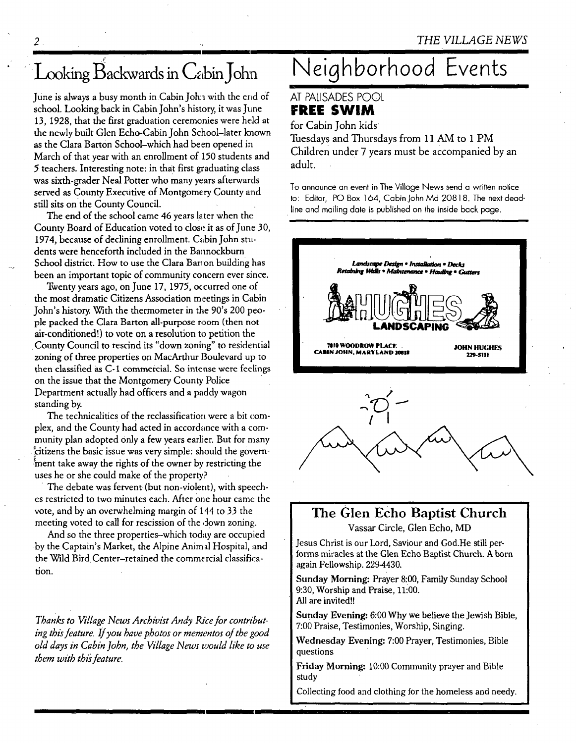# Looking Backwards in Cabin John

June is always a busy month in Cabin John with the end of school. Looking back in Cabin John's history, it was June 13, 1928, that the first graduation ceremonies were held at the newly built Glen Echo-Cabin John School–later known as the Clara Barton School–which had been opened in March of that year with an enrollment of 150 students and 5 teachers. Interesting note: in that first graduating class was sixth-grader Neal Potter who many years afterwards served as County Executive of Montgomery County and still sits on the County Council.

The end of the school came 46 years later when the County Board of Education voted to close it as of June 30, 1974, because of declining enrollment. Cabin John students were henceforth included in the Bannockburn School district. How to use the Clara Barton building has been an important topic of community concern ever since.

Twenty years ago, on June 17, 1975, occurred one of the most dramatic Citizens Association meetings in Cabin John's history. With the thermometer in the 90's 200 people packed the Clara Barton all-purpose room (then not air-conditioned!) to vote on a resolution to petition the County Council to rescind its "down zoning" to residential zoning of three properties on MacArthur Boulevard up to then classified as C-1 commercial. So intense were feelings on the issue that the Montgomery County Police Department actually had officers and a paddy wagon standing by.

The technicalities of the reclassification were a bit complex, and the County had acted in accordance with a community plan adopted only a few years earlier. But for many citizens the basic issue was very simple: should the government take away the rights of the owner by restricting the uses he or she could make of the property?

The debate was fervent (but non-violent), with speeches restricted to two minutes each. After one hour came the vote, and by an overwhelming margin of 144 to 33 the meeting voted to call for rescission of the down zoning.

And so the three properties–which today are occupied by the Captain's Market, the Alpine Animal Hospital, and the Wild Bird Center–retained the commercial classification.

*Thanks to Village News Archivist Andy Rice for contributing this feature. If you have photos or mementos of the good old days in Cabin John, the Village News would like to use them with this feature.*

# Neighborhood Events

AT PALISADES POOL

**FREE SWIM**

for Cabin John kids

Tuesdays and Thursdays from 11 AM to 1 PM

Children under 7 years must be accompanied by an adult.

To announce an event in The Village News send a written notice to: Editor, PO Box 164, Cabin John Md 20818. The next deadline and mailing date is published on the inside back page.

Landscape Design • Installation • Decks
Retaining Walls • Maintenance • Hauling • Gutters

**HUGHES LANDSCAPING**

7810 WOODROW PLACE
CABIN JOHN, MARYLAND 20818

JOHN HUGHES
229-5111

## The Glen Echo Baptist Church

Vassar Circle, Glen Echo, MD

Jesus Christ is our Lord, Saviour and God.He still performs miracles at the Glen Echo Baptist Church. A born again Fellowship. 229-4430.

**Sunday Morning:** Prayer 8:00, Family Sunday School 9:30, Worship and Praise, 11:00.
All are invited!!

**Sunday Evening:** 6:00 Why we believe the Jewish Bible, 7:00 Praise, Testimonies, Worship, Singing.

**Wednesday Evening:** 7:00 Prayer, Testimonies, Bible questions

**Friday Morning:** 10:00 Community prayer and Bible study

Collecting food and clothing for the homeless and needy.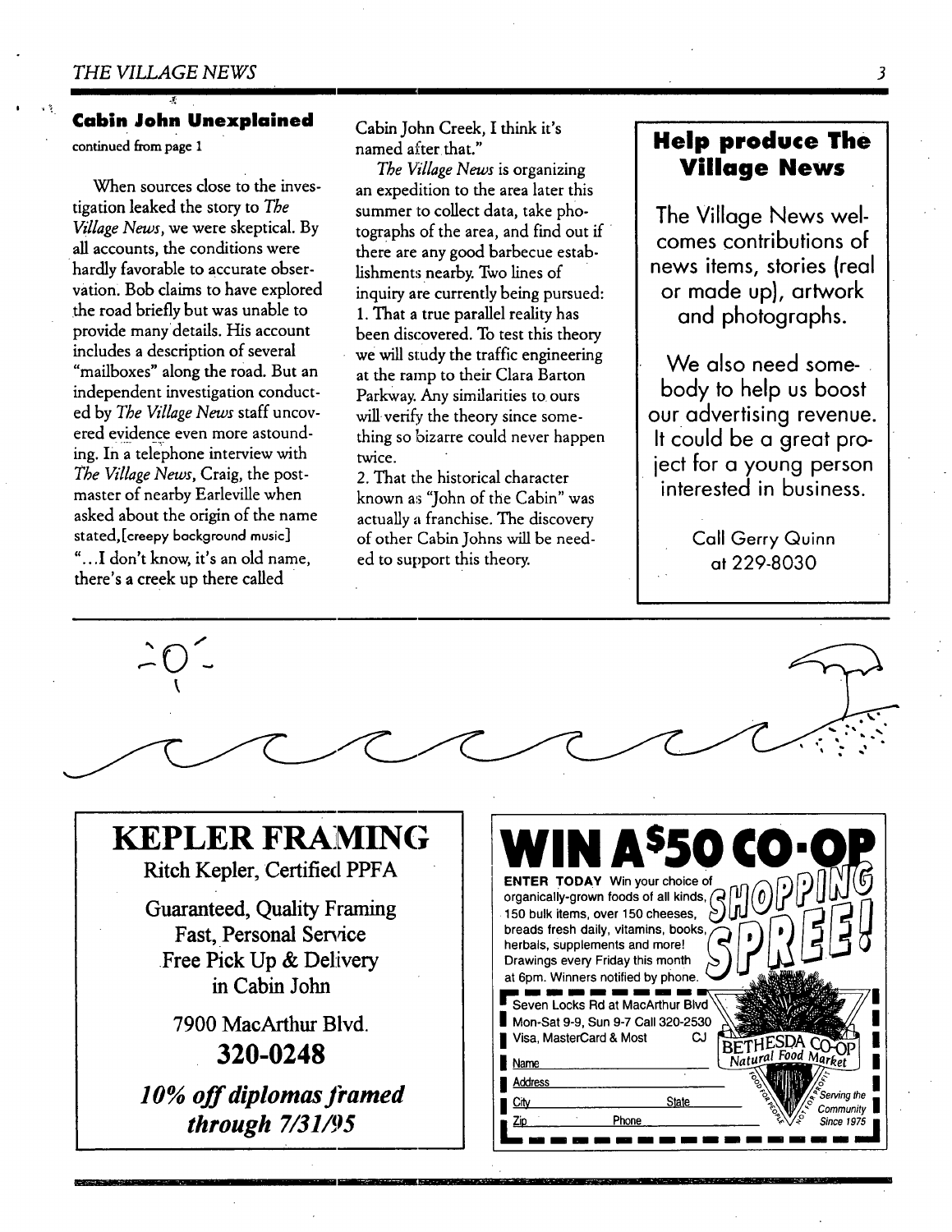## Cabin John Unexplained

continued from page 1

When sources close to the investigation leaked the story to *The Village News*, we were skeptical. By all accounts, the conditions were hardly favorable to accurate observation. Bob claims to have explored the road briefly but was unable to provide many details. His account includes a description of several "mailboxes" along the road. But an independent investigation conducted by *The Village News* staff uncovered evidence even more astounding. In a telephone interview with *The Village News*, Craig, the postmaster of nearby Earleville when asked about the origin of the name stated,[creepy background music] "...I don't know, it's an old name, there's a creek up there called Cabin John Creek, I think it's named after that."

*The Village News* is organizing an expedition to the area later this summer to collect data, take photographs of the area, and find out if there are any good barbecue establishments nearby. Two lines of inquiry are currently being pursued:

1. That a true parallel reality has been discovered. To test this theory we will study the traffic engineering at the ramp to their Clara Barton Parkway. Any similarities to ours will verify the theory since something so bizarre could never happen twice.
2. That the historical character known as "John of the Cabin" was actually a franchise. The discovery of other Cabin Johns will be needed to support this theory.

## Help produce The Village News

The Village News welcomes contributions of news items, stories (real or made up), artwork and photographs.

We also need somebody to help us boost our advertising revenue. It could be a great project for a young person interested in business.

Call Gerry Quinn at 229-8030

---

# KEPLER FRAMING

Ritch Kepler, Certified PPFA

Guaranteed, Quality Framing
Fast, Personal Service
Free Pick Up & Delivery
in Cabin John

7900 MacArthur Blvd.

**320-0248**

***10% off diplomas framed through 7/31/95***

---

# WIN A $50 CO-OP SHOPPING SPREE!

**ENTER TODAY** Win your choice of organically-grown foods of all kinds, 150 bulk items, over 150 cheeses, breads fresh daily, vitamins, books, herbals, supplements and more! Drawings every Friday this month at 6pm. Winners notified by phone.

Seven Locks Rd at MacArthur Blvd
Mon-Sat 9-9, Sun 9-7 Call 320-2530
Visa, MasterCard & Most CJ

Name
Address
City State
Zip Phone

BETHESDA CO-OP Natural Food Market
Food for People, Not for Profit
Serving the Community Since 1975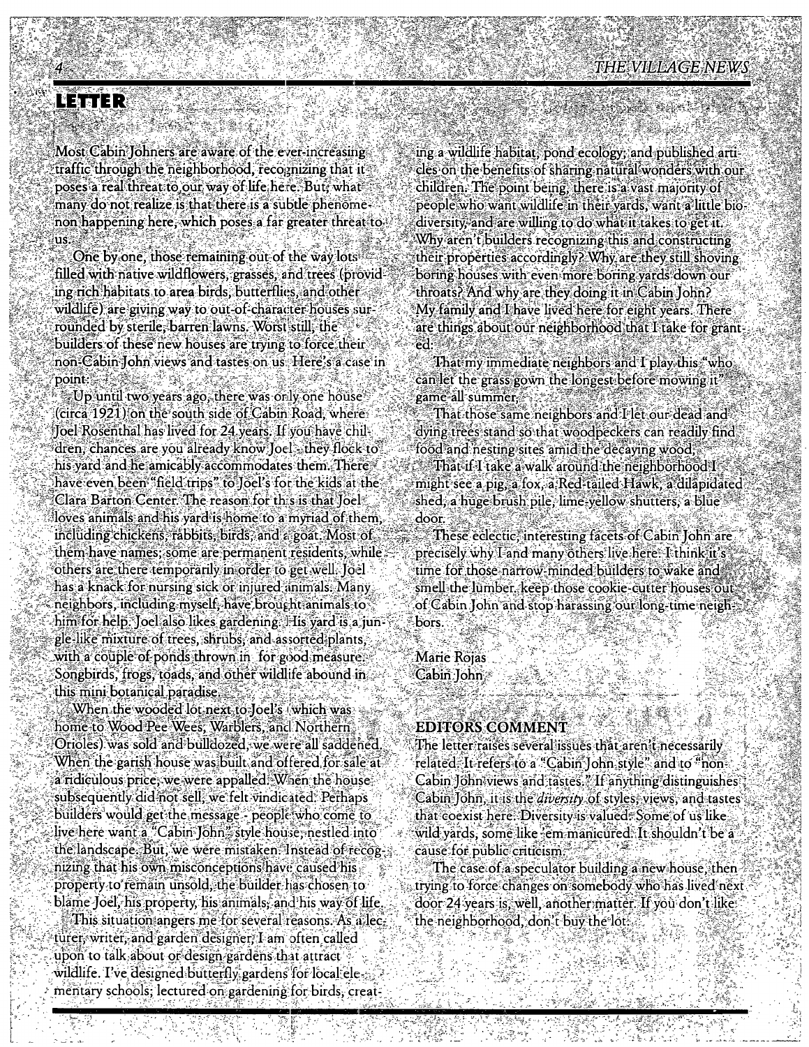## LETTER

Most Cabin Johners are aware of the ever-increasing traffic through the neighborhood, recognizing that it poses a real threat to our way of life here. But, what many do not realize is that there is a subtle phenomenon happening here, which poses a far greater threat to us.

One by one, those remaining out of the way lots filled with native wildflowers, grasses, and trees (providing rich habitats to area birds, butterflies, and other wildlife) are giving way to out-of-character houses surrounded by sterile, barren lawns. Worst still, the builders of these new houses are trying to force their non-Cabin John views and tastes on us. Here's a case in point:

Up until two years ago, there was only one house (circa 1921) on the south side of Cabin Road, where Joel Rosenthal has lived for 24 years. If you have children, chances are you already know Joel - they flock to his yard and he amicably accommodates them. There have even been "field trips" to Joel's for the kids at the Clara Barton Center. The reason for this is that Joel loves animals and his yard is home to a myriad of them, including chickens, rabbits, birds, and a goat. Most of them have names; some are permanent residents, while others are there temporarily in order to get well. Joel has a knack for nursing sick or injured animals. Many neighbors, including myself, have brought animals to him for help. Joel also likes gardening. His yard is a jungle-like mixture of trees, shrubs, and assorted plants, with a couple of ponds thrown in for good measure. Songbirds, frogs, toads, and other wildlife abound in this mini botanical paradise.

When the wooded lot next to Joel's (which was home to Wood Pee Wees, Warblers, and Northern Orioles) was sold and bulldozed, we were all saddened. When the garish house was built and offered for sale at a ridiculous price, we were appalled. When the house subsequently did not sell, we felt vindicated. Perhaps builders would get the message - people who come to live here want a "Cabin John" style house, nestled into the landscape. But, we were mistaken. Instead of recognizing that his own misconceptions have caused his property to remain unsold, the builder has chosen to blame Joel, his property, his animals, and his way of life.

This situation angers me for several reasons. As a lecturer, writer, and garden designer, I am often called upon to talk about or design gardens that attract wildlife. I've designed butterfly gardens for local elementary schools; lectured on gardening for birds, creating a wildlife habitat, pond ecology, and published articles on the benefits of sharing natural wonders with our children. The point being, there is a vast majority of people who want wildlife in their yards, want a little biodiversity, and are willing to do what it takes to get it. Why aren't builders recognizing this and constructing their properties accordingly? Why are they still shoving boring houses with even more boring yards down our throats? And why are they doing it in Cabin John?

My family and I have lived here for eight years. There are things about our neighborhood that I take for granted:

That my immediate neighbors and I play this "who can let the grass gown the longest before mowing it" game all summer;

That those same neighbors and I let our dead and dying trees stand so that woodpeckers can readily find food and nesting sites amid the decaying wood;

That if I take a walk around the neighborhood I might see a pig, a fox, a Red-tailed Hawk, a dilapidated shed, a huge brush pile, lime-yellow shutters, a blue door.

These eclectic, interesting facets of Cabin John are precisely why I and many others live here. I think it's time for those narrow-minded builders to wake and smell the lumber, keep those cookie-cutter houses out of Cabin John and stop harassing our long-time neighbors.

Marie Rojas
Cabin John

### EDITORS COMMENT

The letter raises several issues that aren't necessarily related. It refers to a "Cabin John style" and to "non-Cabin John views and tastes." If anything distinguishes Cabin John, it is the *diversity* of styles, views, and tastes that coexist here. Diversity is valued. Some of us like wild yards, some like 'em manicured. It shouldn't be a cause for public criticism.

The case of a speculator building a new house, then trying to force changes on somebody who has lived next door 24 years is, well, another matter. If you don't like the neighborhood, don't buy the lot.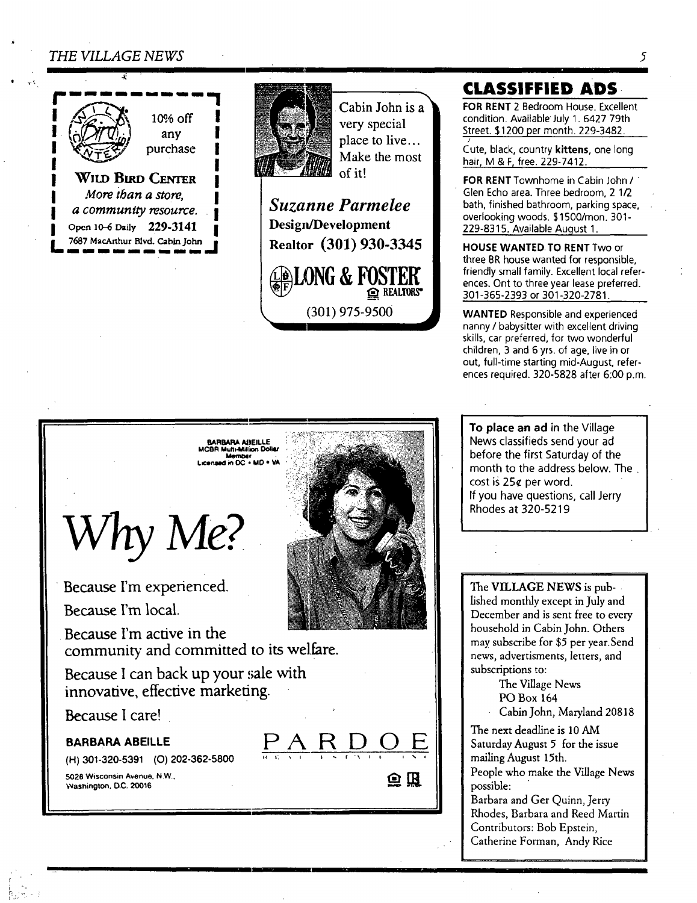10% off any purchase

**WILD BIRD CENTER**

*More than a store, a community resource.*

Open 10-6 Daily **229-3141**

7687 MacArthur Blvd. Cabin John

---

Cabin John is a very special place to live... Make the most of it!

***Suzanne Parmelee***

**Design/Development**

**Realtor (301) 930-3345**

**LONG & FOSTER** REALTORS

(301) 975-9500

---

## CLASSIFFIED ADS

**FOR RENT** 2 Bedroom House. Excellent condition. Available July 1. 6427 79th Street. $1200 per month. 229-3482.

Cute, black, country **kittens**, one long hair, M & F, free. 229-7412.

**FOR RENT** Townhome in Cabin John / Glen Echo area. Three bedroom, 2 1/2 bath, finished bathroom, parking space, overlooking woods. $1500/mon. 301-229-8315. Available August 1.

**HOUSE WANTED TO RENT** Two or three BR house wanted for responsible, friendly small family. Excellent local references. Ont to three year lease preferred. 301-365-2393 or 301-320-2781.

**WANTED** Responsible and experienced nanny / babysitter with excellent driving skills, car preferred, for two wonderful children, 3 and 6 yrs. of age, live in or out, full-time starting mid-August, references required. 320-5828 after 6:00 p.m.

---

BARBARA ABEILLE
MCBR Multi-Million Dollar Member
Licensed in DC • MD • VA

# *Why Me?*

Because I'm experienced.

Because I'm local.

Because I'm active in the community and committed to its welfare.

Because I can back up your sale with innovative, effective marketing.

Because I care!

**BARBARA ABEILLE**

(H) 301-320-5391 (O) 202-362-5800

5028 Wisconsin Avenue, N.W.,
Washington, D.C. 20016

PARDOE

---

**To place an ad** in the Village News classifieds send your ad before the first Saturday of the month to the address below. The cost is 25¢ per word.
If you have questions, call Jerry Rhodes at 320-5219

---

The **VILLAGE NEWS** is published monthly except in July and December and is sent free to every household in Cabin John. Others may subscribe for $5 per year. Send news, advertisments, letters, and subscriptions to:

The Village News
PO Box 164
Cabin John, Maryland 20818

The next deadline is 10 AM Saturday August 5 for the issue mailing August 15th.

People who make the Village News possible:
Barbara and Ger Quinn, Jerry Rhodes, Barbara and Reed Martin
Contributors: Bob Epstein, Catherine Forman, Andy Rice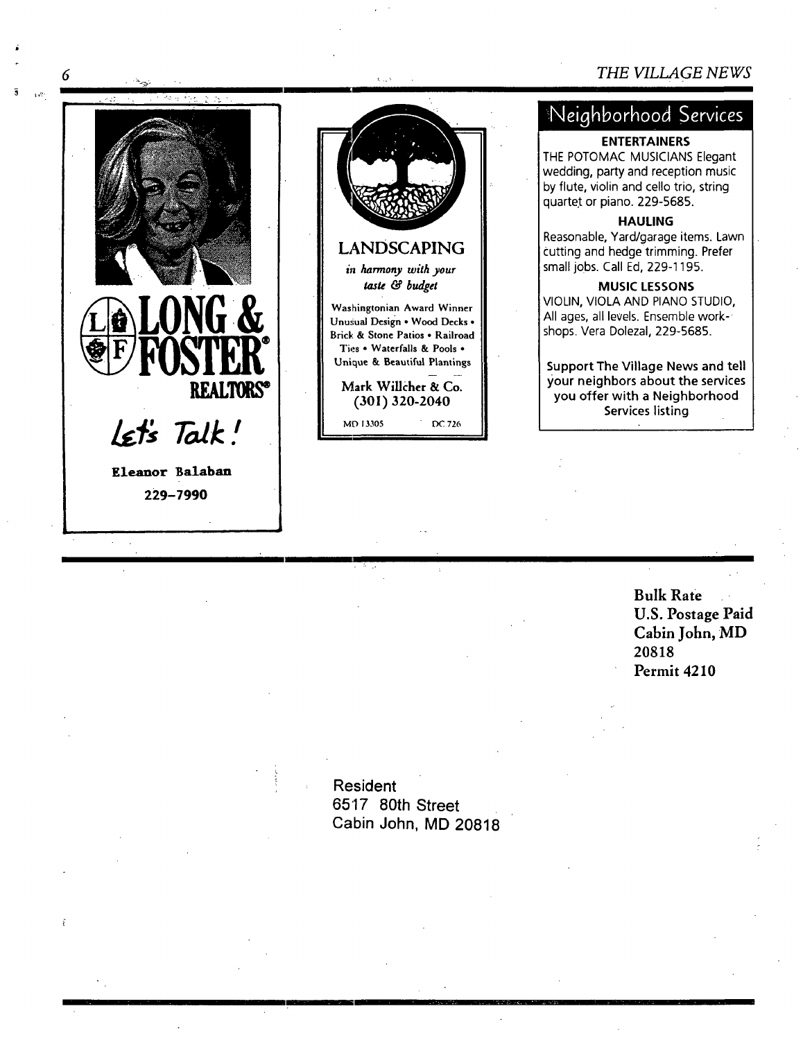**LONG & FOSTER**
**REALTORS®**

*Let's Talk!*

**Eleanor Balaban**

**229-7990**

## LANDSCAPING

*in harmony with your taste & budget*

Washingtonian Award Winner
Unusual Design • Wood Decks • Brick & Stone Patios • Railroad Ties • Waterfalls & Pools • Unique & Beautiful Plantings

Mark Willcher & Co.
(301) 320-2040

MD 13305 DC 726

## Neighborhood Services

### ENTERTAINERS

THE POTOMAC MUSICIANS Elegant wedding, party and reception music by flute, violin and cello trio, string quartet or piano. 229-5685.

### HAULING

Reasonable, Yard/garage items. Lawn cutting and hedge trimming. Prefer small jobs. Call Ed, 229-1195.

### MUSIC LESSONS

VIOLIN, VIOLA AND PIANO STUDIO, All ages, all levels. Ensemble workshops. Vera Dolezal, 229-5685.

**Support The Village News and tell your neighbors about the services you offer with a Neighborhood Services listing**

**Bulk Rate**
**U.S. Postage Paid**
**Cabin John, MD**
**20818**
**Permit 4210**

Resident
6517 80th Street
Cabin John, MD 20818